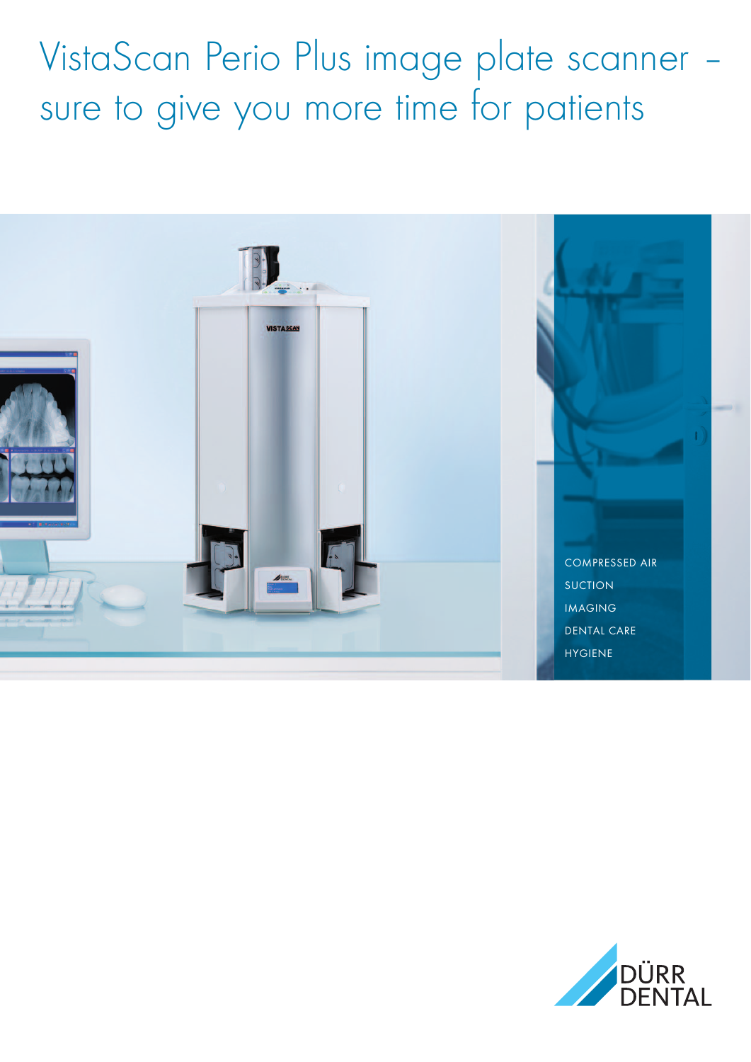# VistaScan Perio Plus image plate scanner – sure to give you more time for patients

COMPRESSED AIR
SUCTION
IMAGING
DENTAL CARE
HYGIENE

DÜRR DENTAL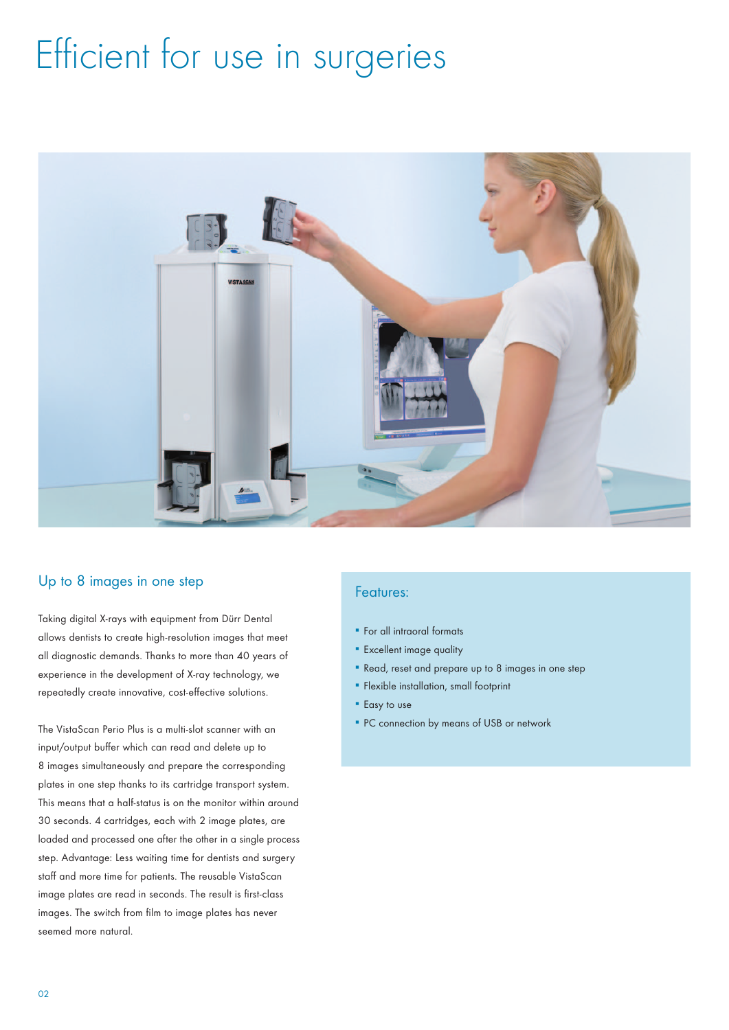# Efficient for use in surgeries

## Up to 8 images in one step

Taking digital X-rays with equipment from Dürr Dental allows dentists to create high-resolution images that meet all diagnostic demands. Thanks to more than 40 years of experience in the development of X-ray technology, we repeatedly create innovative, cost-effective solutions.

The VistaScan Perio Plus is a multi-slot scanner with an input/output buffer which can read and delete up to 8 images simultaneously and prepare the corresponding plates in one step thanks to its cartridge transport system. This means that a half-status is on the monitor within around 30 seconds. 4 cartridges, each with 2 image plates, are loaded and processed one after the other in a single process step. Advantage: Less waiting time for dentists and surgery staff and more time for patients. The reusable VistaScan image plates are read in seconds. The result is first-class images. The switch from film to image plates has never seemed more natural.

## Features:

- For all intraoral formats
- Excellent image quality
- Read, reset and prepare up to 8 images in one step
- Flexible installation, small footprint
- Easy to use
- PC connection by means of USB or network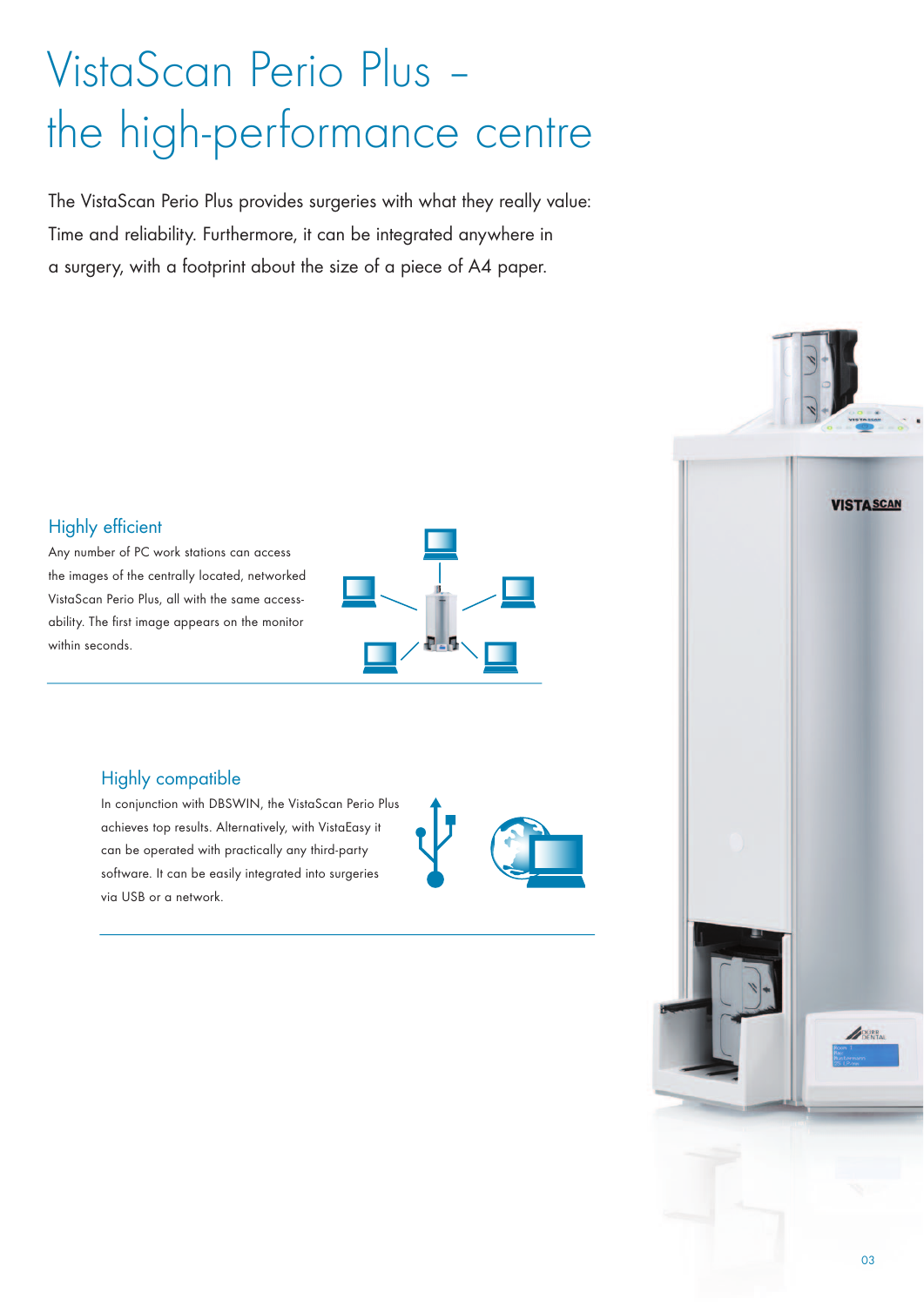# VistaScan Perio Plus – the high-performance centre

The VistaScan Perio Plus provides surgeries with what they really value: Time and reliability. Furthermore, it can be integrated anywhere in a surgery, with a footprint about the size of a piece of A4 paper.

## Highly efficient

Any number of PC work stations can access the images of the centrally located, networked VistaScan Perio Plus, all with the same access-ability. The first image appears on the monitor within seconds.

## Highly compatible

In conjunction with DBSWIN, the VistaScan Perio Plus achieves top results. Alternatively, with VistaEasy it can be operated with practically any third-party software. It can be easily integrated into surgeries via USB or a network.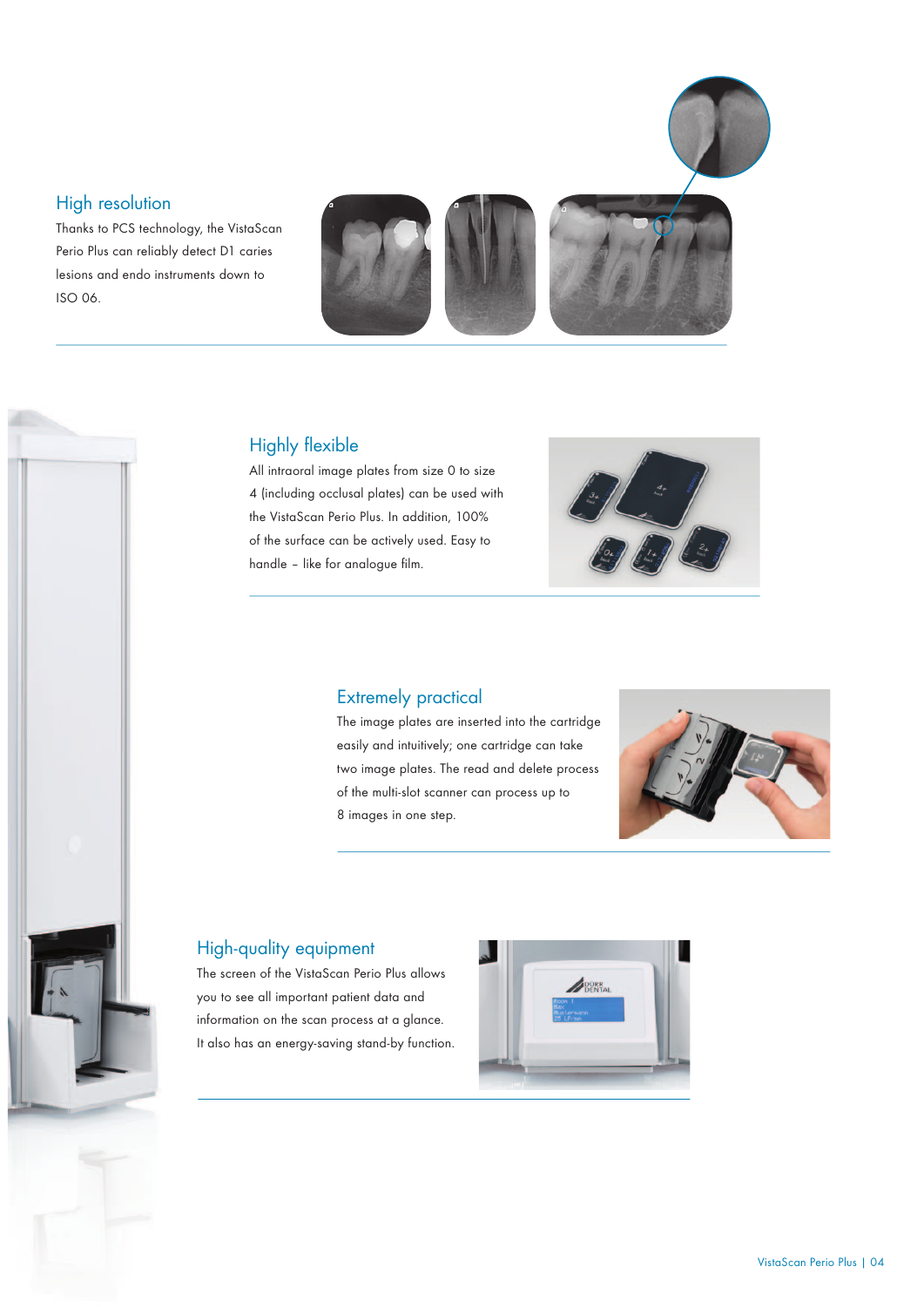## High resolution

Thanks to PCS technology, the VistaScan Perio Plus can reliably detect D1 caries lesions and endo instruments down to ISO 06.

## Highly flexible

All intraoral image plates from size 0 to size 4 (including occlusal plates) can be used with the VistaScan Perio Plus. In addition, 100% of the surface can be actively used. Easy to handle – like for analogue film.

## Extremely practical

The image plates are inserted into the cartridge easily and intuitively; one cartridge can take two image plates. The read and delete process of the multi-slot scanner can process up to 8 images in one step.

## High-quality equipment

The screen of the VistaScan Perio Plus allows you to see all important patient data and information on the scan process at a glance. It also has an energy-saving stand-by function.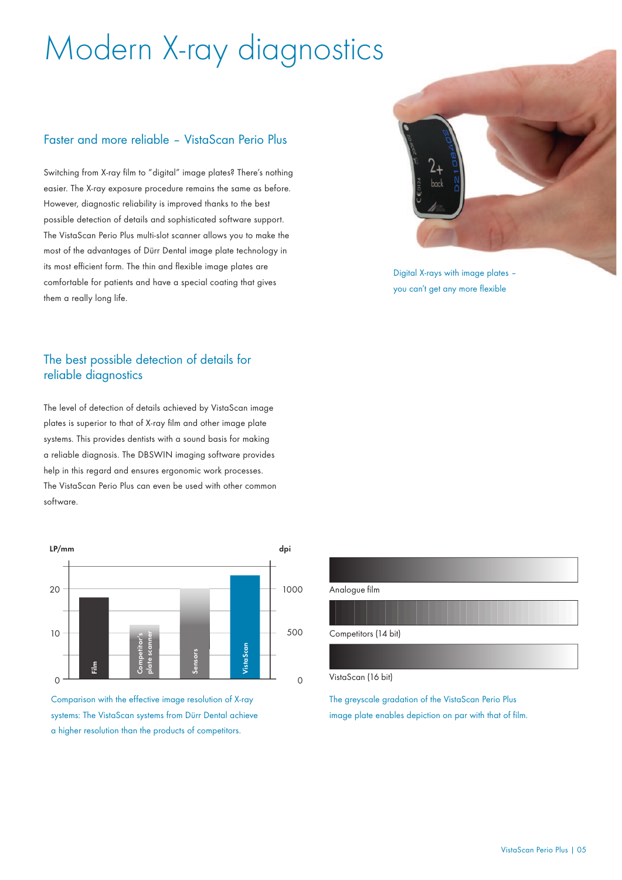# Modern X-ray diagnostics

## Faster and more reliable – VistaScan Perio Plus

Switching from X-ray film to "digital" image plates? There's nothing easier. The X-ray exposure procedure remains the same as before. However, diagnostic reliability is improved thanks to the best possible detection of details and sophisticated software support. The VistaScan Perio Plus multi-slot scanner allows you to make the most of the advantages of Dürr Dental image plate technology in its most efficient form. The thin and flexible image plates are comfortable for patients and have a special coating that gives them a really long life.

Digital X-rays with image plates – you can't get any more flexible

## The best possible detection of details for reliable diagnostics

The level of detection of details achieved by VistaScan image plates is superior to that of X-ray film and other image plate systems. This provides dentists with a sound basis for making a reliable diagnosis. The DBSWIN imaging software provides help in this regard and ensures ergonomic work processes. The VistaScan Perio Plus can even be used with other common software.

LP/mm | dpi
20 | 1000
10 | 500
0 | 0

Film | Competitor's plate scanner | Sensors | VistaScan

Comparison with the effective image resolution of X-ray systems: The VistaScan systems from Dürr Dental achieve a higher resolution than the products of competitors.

Analogue film

Competitors (14 bit)

VistaScan (16 bit)

The greyscale gradation of the VistaScan Perio Plus image plate enables depiction on par with that of film.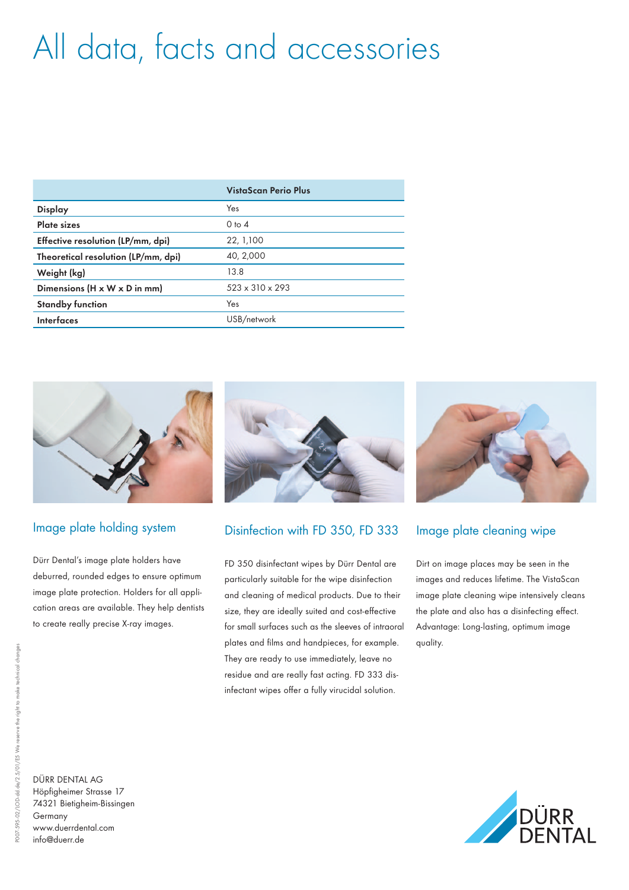# All data, facts and accessories

| | VistaScan Perio Plus |
|---|---|
| **Display** | Yes |
| **Plate sizes** | 0 to 4 |
| **Effective resolution (LP/mm, dpi)** | 22, 1,100 |
| **Theoretical resolution (LP/mm, dpi)** | 40, 2,000 |
| **Weight (kg)** | 13.8 |
| **Dimensions (H x W x D in mm)** | 523 x 310 x 293 |
| **Standby function** | Yes |
| **Interfaces** | USB/network |

## Image plate holding system

Dürr Dental's image plate holders have deburred, rounded edges to ensure optimum image plate protection. Holders for all application areas are available. They help dentists to create really precise X-ray images.

## Disinfection with FD 350, FD 333

FD 350 disinfectant wipes by Dürr Dental are particularly suitable for the wipe disinfection and cleaning of medical products. Due to their size, they are ideally suited and cost-effective for small surfaces such as the sleeves of intraoral plates and films and handpieces, for example. They are ready to use immediately, leave no residue and are really fast acting. FD 333 disinfectant wipes offer a fully virucidal solution.

## Image plate cleaning wipe

Dirt on image places may be seen in the images and reduces lifetime. The VistaScan image plate cleaning wipe intensively cleans the plate and also has a disinfecting effect. Advantage: Long-lasting, optimum image quality.

P007-595-02/IOD-dd de/2.5/01/E5 We reserve the right to make technical changes

DÜRR DENTAL AG
Höpfigheimer Strasse 17
74321 Bietigheim-Bissingen
Germany
www.duerrdental.com
info@duerr.de

DÜRR DENTAL